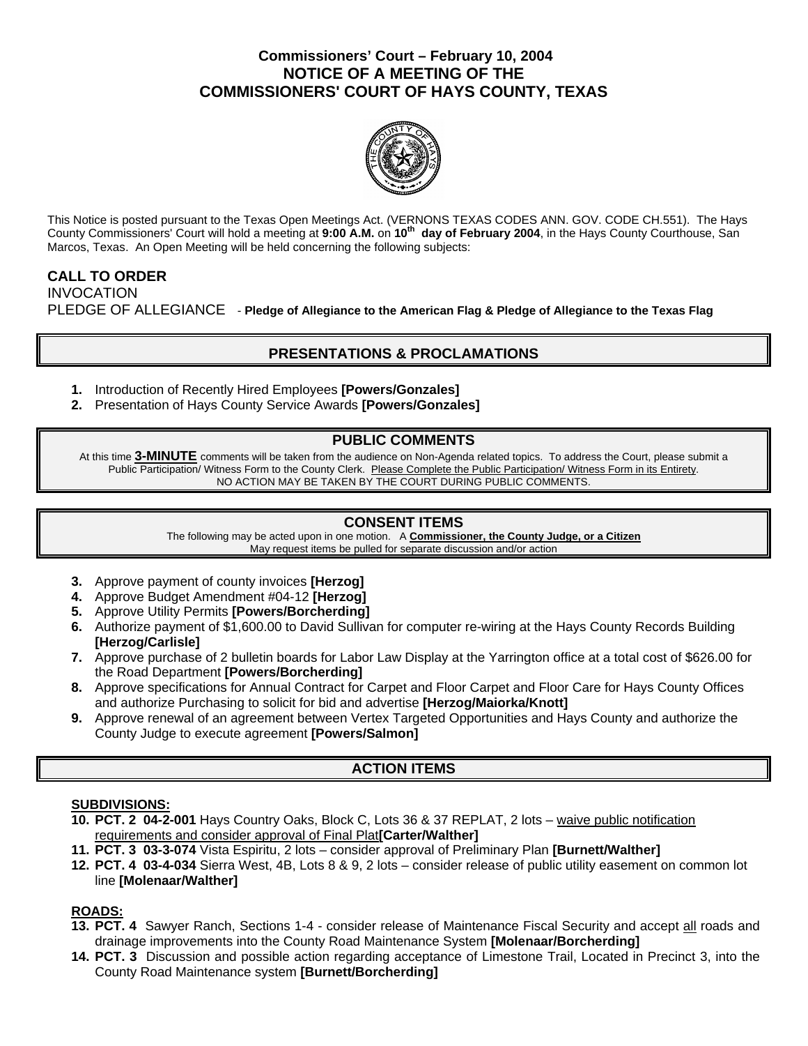# Commissioners' Court – February 10, 2004
# NOTICE OF A MEETING OF THE COMMISSIONERS' COURT OF HAYS COUNTY, TEXAS

This Notice is posted pursuant to the Texas Open Meetings Act. (VERNONS TEXAS CODES ANN. GOV. CODE CH.551). The Hays County Commissioners' Court will hold a meeting at **9:00 A.M.** on **10th day of February 2004**, in the Hays County Courthouse, San Marcos, Texas. An Open Meeting will be held concerning the following subjects:

**CALL TO ORDER**

INVOCATION

PLEDGE OF ALLEGIANCE - **Pledge of Allegiance to the American Flag & Pledge of Allegiance to the Texas Flag**

## PRESENTATIONS & PROCLAMATIONS

1. Introduction of Recently Hired Employees **[Powers/Gonzales]**
2. Presentation of Hays County Service Awards **[Powers/Gonzales]**

## PUBLIC COMMENTS

At this time **3-MINUTE** comments will be taken from the audience on Non-Agenda related topics. To address the Court, please submit a Public Participation/ Witness Form to the County Clerk. Please Complete the Public Participation/ Witness Form in its Entirety.
NO ACTION MAY BE TAKEN BY THE COURT DURING PUBLIC COMMENTS.

## CONSENT ITEMS

The following may be acted upon in one motion. A **Commissioner, the County Judge, or a Citizen** May request items be pulled for separate discussion and/or action

3. Approve payment of county invoices **[Herzog]**
4. Approve Budget Amendment #04-12 **[Herzog]**
5. Approve Utility Permits **[Powers/Borcherding]**
6. Authorize payment of $1,600.00 to David Sullivan for computer re-wiring at the Hays County Records Building **[Herzog/Carlisle]**
7. Approve purchase of 2 bulletin boards for Labor Law Display at the Yarrington office at a total cost of $626.00 for the Road Department **[Powers/Borcherding]**
8. Approve specifications for Annual Contract for Carpet and Floor Carpet and Floor Care for Hays County Offices and authorize Purchasing to solicit for bid and advertise **[Herzog/Maiorka/Knott]**
9. Approve renewal of an agreement between Vertex Targeted Opportunities and Hays County and authorize the County Judge to execute agreement **[Powers/Salmon]**

## ACTION ITEMS

**SUBDIVISIONS:**

10. **PCT. 2 04-2-001** Hays Country Oaks, Block C, Lots 36 & 37 REPLAT, 2 lots – waive public notification requirements and consider approval of Final Plat **[Carter/Walther]**
11. **PCT. 3 03-3-074** Vista Espiritu, 2 lots – consider approval of Preliminary Plan **[Burnett/Walther]**
12. **PCT. 4 03-4-034** Sierra West, 4B, Lots 8 & 9, 2 lots – consider release of public utility easement on common lot line **[Molenaar/Walther]**

**ROADS:**

13. **PCT. 4** Sawyer Ranch, Sections 1-4 - consider release of Maintenance Fiscal Security and accept all roads and drainage improvements into the County Road Maintenance System **[Molenaar/Borcherding]**
14. **PCT. 3** Discussion and possible action regarding acceptance of Limestone Trail, Located in Precinct 3, into the County Road Maintenance system **[Burnett/Borcherding]**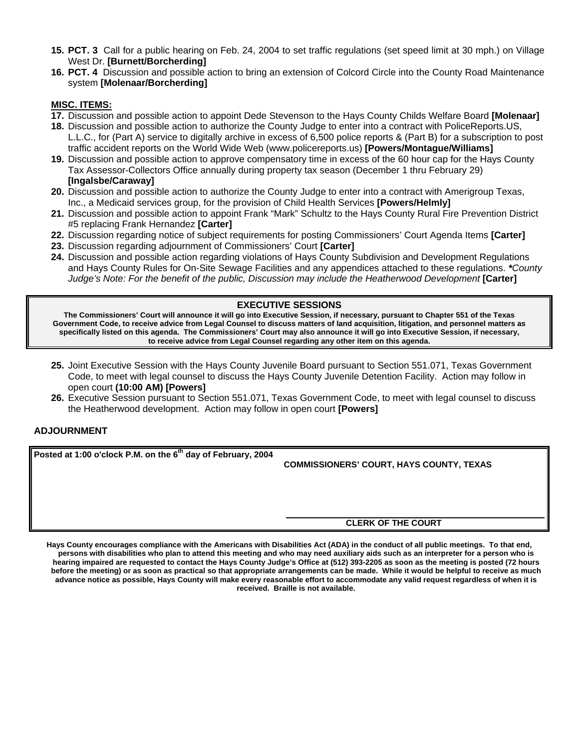15. **PCT. 3** Call for a public hearing on Feb. 24, 2004 to set traffic regulations (set speed limit at 30 mph.) on Village West Dr. **[Burnett/Borcherding]**
16. **PCT. 4** Discussion and possible action to bring an extension of Colcord Circle into the County Road Maintenance system **[Molenaar/Borcherding]**

**MISC. ITEMS:**

17. Discussion and possible action to appoint Dede Stevenson to the Hays County Childs Welfare Board **[Molenaar]**
18. Discussion and possible action to authorize the County Judge to enter into a contract with PoliceReports.US, L.L.C., for (Part A) service to digitally archive in excess of 6,500 police reports & (Part B) for a subscription to post traffic accident reports on the World Wide Web (www.policereports.us) **[Powers/Montague/Williams]**
19. Discussion and possible action to approve compensatory time in excess of the 60 hour cap for the Hays County Tax Assessor-Collectors Office annually during property tax season (December 1 thru February 29) **[Ingalsbe/Caraway]**
20. Discussion and possible action to authorize the County Judge to enter into a contract with Amerigroup Texas, Inc., a Medicaid services group, for the provision of Child Health Services **[Powers/Helmly]**
21. Discussion and possible action to appoint Frank "Mark" Schultz to the Hays County Rural Fire Prevention District #5 replacing Frank Hernandez **[Carter]**
22. Discussion regarding notice of subject requirements for posting Commissioners' Court Agenda Items **[Carter]**
23. Discussion regarding adjournment of Commissioners' Court **[Carter]**
24. Discussion and possible action regarding violations of Hays County Subdivision and Development Regulations and Hays County Rules for On-Site Sewage Facilities and any appendices attached to these regulations. ***County Judge's Note: For the benefit of the public, Discussion may include the Heatherwood Development*** **[Carter]**

**EXECUTIVE SESSIONS**

**The Commissioners' Court will announce it will go into Executive Session, if necessary, pursuant to Chapter 551 of the Texas Government Code, to receive advice from Legal Counsel to discuss matters of land acquisition, litigation, and personnel matters as specifically listed on this agenda. The Commissioners' Court may also announce it will go into Executive Session, if necessary, to receive advice from Legal Counsel regarding any other item on this agenda.**

25. Joint Executive Session with the Hays County Juvenile Board pursuant to Section 551.071, Texas Government Code, to meet with legal counsel to discuss the Hays County Juvenile Detention Facility. Action may follow in open court **(10:00 AM) [Powers]**
26. Executive Session pursuant to Section 551.071, Texas Government Code, to meet with legal counsel to discuss the Heatherwood development. Action may follow in open court **[Powers]**

**ADJOURNMENT**

**Posted at 1:00 o'clock P.M. on the 6th day of February, 2004**

**COMMISSIONERS' COURT, HAYS COUNTY, TEXAS**

**CLERK OF THE COURT**

**Hays County encourages compliance with the Americans with Disabilities Act (ADA) in the conduct of all public meetings. To that end, persons with disabilities who plan to attend this meeting and who may need auxiliary aids such as an interpreter for a person who is hearing impaired are requested to contact the Hays County Judge's Office at (512) 393-2205 as soon as the meeting is posted (72 hours before the meeting) or as soon as practical so that appropriate arrangements can be made. While it would be helpful to receive as much advance notice as possible, Hays County will make every reasonable effort to accommodate any valid request regardless of when it is received. Braille is not available.**